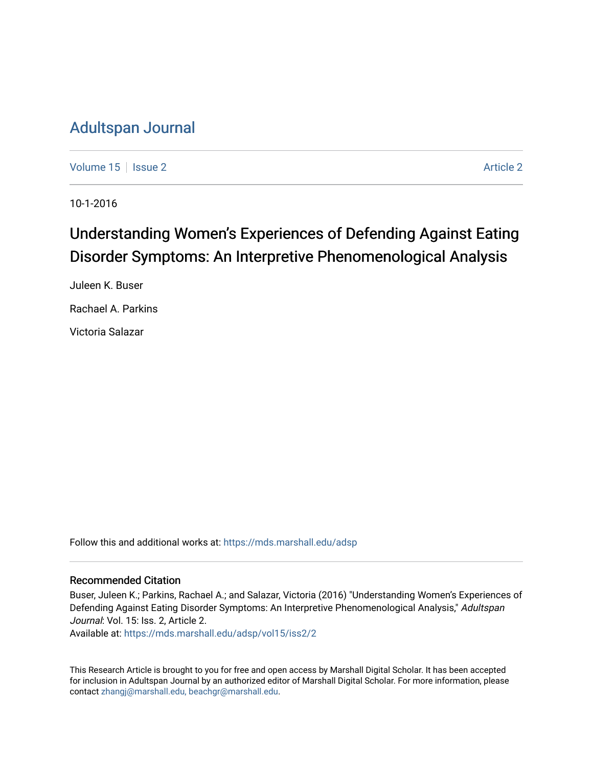# Adultspan Journal

Volume 15 | Issue 2 | Article 2

10-1-2016

## Understanding Women's Experiences of Defending Against Eating Disorder Symptoms: An Interpretive Phenomenological Analysis

Juleen K. Buser

Rachael A. Parkins

Victoria Salazar

Follow this and additional works at: https://mds.marshall.edu/adsp

### Recommended Citation

Buser, Juleen K.; Parkins, Rachael A.; and Salazar, Victoria (2016) "Understanding Women's Experiences of Defending Against Eating Disorder Symptoms: An Interpretive Phenomenological Analysis," *Adultspan Journal*: Vol. 15: Iss. 2, Article 2.
Available at: https://mds.marshall.edu/adsp/vol15/iss2/2

This Research Article is brought to you for free and open access by Marshall Digital Scholar. It has been accepted for inclusion in Adultspan Journal by an authorized editor of Marshall Digital Scholar. For more information, please contact zhangj@marshall.edu, beachgr@marshall.edu.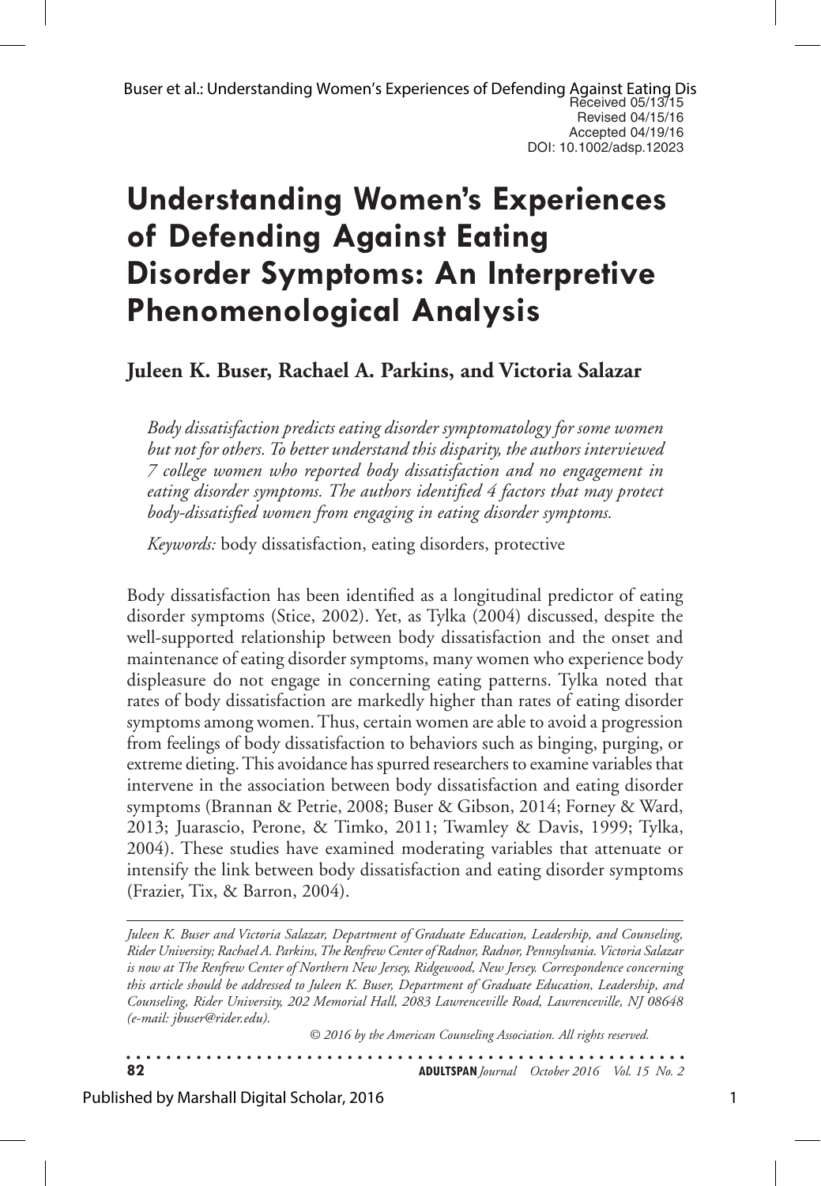Received 05/13/15
Revised 04/15/16
Accepted 04/19/16
DOI: 10.1002/adsp.12023

# Understanding Women's Experiences of Defending Against Eating Disorder Symptoms: An Interpretive Phenomenological Analysis

**Juleen K. Buser, Rachael A. Parkins, and Victoria Salazar**

*Body dissatisfaction predicts eating disorder symptomatology for some women but not for others. To better understand this disparity, the authors interviewed 7 college women who reported body dissatisfaction and no engagement in eating disorder symptoms. The authors identified 4 factors that may protect body-dissatisfied women from engaging in eating disorder symptoms.*

*Keywords:* body dissatisfaction, eating disorders, protective

Body dissatisfaction has been identified as a longitudinal predictor of eating disorder symptoms (Stice, 2002). Yet, as Tylka (2004) discussed, despite the well-supported relationship between body dissatisfaction and the onset and maintenance of eating disorder symptoms, many women who experience body displeasure do not engage in concerning eating patterns. Tylka noted that rates of body dissatisfaction are markedly higher than rates of eating disorder symptoms among women. Thus, certain women are able to avoid a progression from feelings of body dissatisfaction to behaviors such as binging, purging, or extreme dieting. This avoidance has spurred researchers to examine variables that intervene in the association between body dissatisfaction and eating disorder symptoms (Brannan & Petrie, 2008; Buser & Gibson, 2014; Forney & Ward, 2013; Juarascio, Perone, & Timko, 2011; Twamley & Davis, 1999; Tylka, 2004). These studies have examined moderating variables that attenuate or intensify the link between body dissatisfaction and eating disorder symptoms (Frazier, Tix, & Barron, 2004).

*Juleen K. Buser and Victoria Salazar, Department of Graduate Education, Leadership, and Counseling, Rider University; Rachael A. Parkins, The Renfrew Center of Radnor, Radnor, Pennsylvania. Victoria Salazar is now at The Renfrew Center of Northern New Jersey, Ridgewood, New Jersey. Correspondence concerning this article should be addressed to Juleen K. Buser, Department of Graduate Education, Leadership, and Counseling, Rider University, 202 Memorial Hall, 2083 Lawrenceville Road, Lawrenceville, NJ 08648 (e-mail: jbuser@rider.edu).*

*© 2016 by the American Counseling Association. All rights reserved.*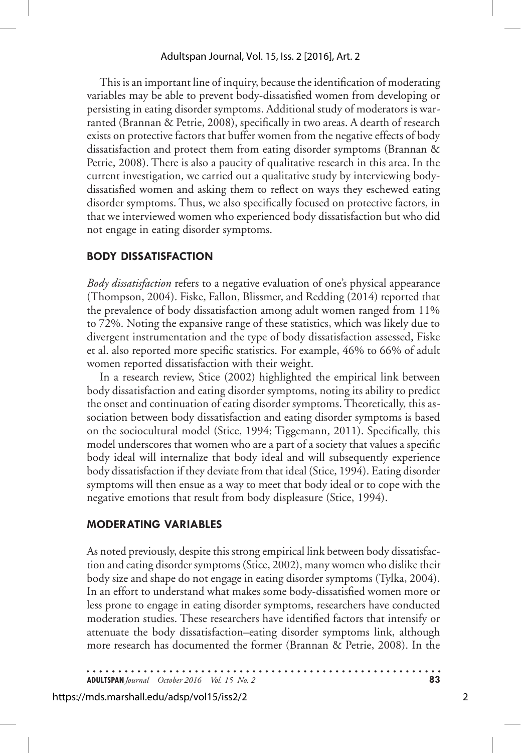This is an important line of inquiry, because the identification of moderating variables may be able to prevent body-dissatisfied women from developing or persisting in eating disorder symptoms. Additional study of moderators is warranted (Brannan & Petrie, 2008), specifically in two areas. A dearth of research exists on protective factors that buffer women from the negative effects of body dissatisfaction and protect them from eating disorder symptoms (Brannan & Petrie, 2008). There is also a paucity of qualitative research in this area. In the current investigation, we carried out a qualitative study by interviewing body-dissatisfied women and asking them to reflect on ways they eschewed eating disorder symptoms. Thus, we also specifically focused on protective factors, in that we interviewed women who experienced body dissatisfaction but who did not engage in eating disorder symptoms.

## BODY DISSATISFACTION

*Body dissatisfaction* refers to a negative evaluation of one's physical appearance (Thompson, 2004). Fiske, Fallon, Blissmer, and Redding (2014) reported that the prevalence of body dissatisfaction among adult women ranged from 11% to 72%. Noting the expansive range of these statistics, which was likely due to divergent instrumentation and the type of body dissatisfaction assessed, Fiske et al. also reported more specific statistics. For example, 46% to 66% of adult women reported dissatisfaction with their weight.

In a research review, Stice (2002) highlighted the empirical link between body dissatisfaction and eating disorder symptoms, noting its ability to predict the onset and continuation of eating disorder symptoms. Theoretically, this association between body dissatisfaction and eating disorder symptoms is based on the sociocultural model (Stice, 1994; Tiggemann, 2011). Specifically, this model underscores that women who are a part of a society that values a specific body ideal will internalize that body ideal and will subsequently experience body dissatisfaction if they deviate from that ideal (Stice, 1994). Eating disorder symptoms will then ensue as a way to meet that body ideal or to cope with the negative emotions that result from body displeasure (Stice, 1994).

## MODERATING VARIABLES

As noted previously, despite this strong empirical link between body dissatisfaction and eating disorder symptoms (Stice, 2002), many women who dislike their body size and shape do not engage in eating disorder symptoms (Tylka, 2004). In an effort to understand what makes some body-dissatisfied women more or less prone to engage in eating disorder symptoms, researchers have conducted moderation studies. These researchers have identified factors that intensify or attenuate the body dissatisfaction–eating disorder symptoms link, although more research has documented the former (Brannan & Petrie, 2008). In the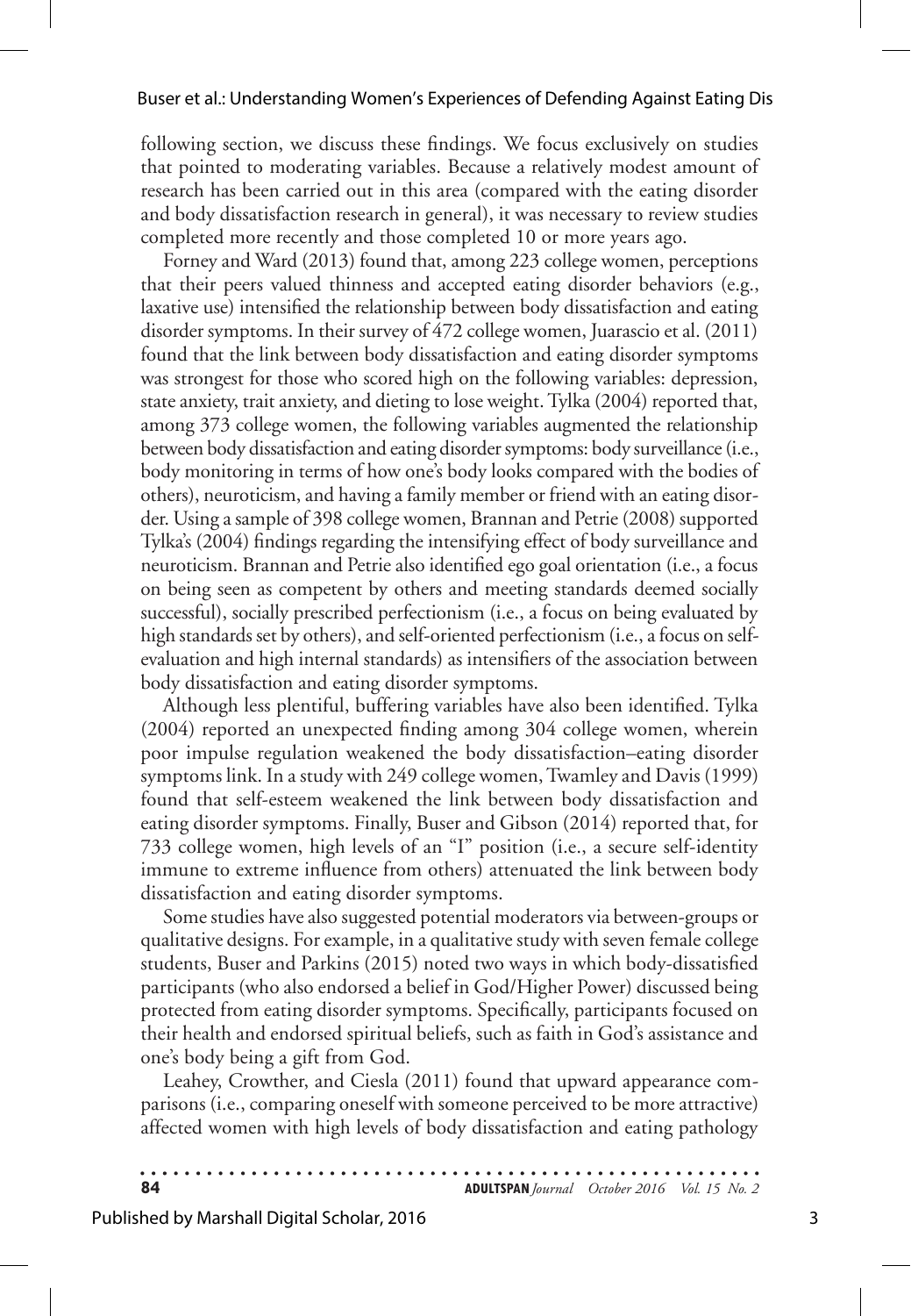following section, we discuss these findings. We focus exclusively on studies that pointed to moderating variables. Because a relatively modest amount of research has been carried out in this area (compared with the eating disorder and body dissatisfaction research in general), it was necessary to review studies completed more recently and those completed 10 or more years ago.

Forney and Ward (2013) found that, among 223 college women, perceptions that their peers valued thinness and accepted eating disorder behaviors (e.g., laxative use) intensified the relationship between body dissatisfaction and eating disorder symptoms. In their survey of 472 college women, Juarascio et al. (2011) found that the link between body dissatisfaction and eating disorder symptoms was strongest for those who scored high on the following variables: depression, state anxiety, trait anxiety, and dieting to lose weight. Tylka (2004) reported that, among 373 college women, the following variables augmented the relationship between body dissatisfaction and eating disorder symptoms: body surveillance (i.e., body monitoring in terms of how one's body looks compared with the bodies of others), neuroticism, and having a family member or friend with an eating disorder. Using a sample of 398 college women, Brannan and Petrie (2008) supported Tylka's (2004) findings regarding the intensifying effect of body surveillance and neuroticism. Brannan and Petrie also identified ego goal orientation (i.e., a focus on being seen as competent by others and meeting standards deemed socially successful), socially prescribed perfectionism (i.e., a focus on being evaluated by high standards set by others), and self-oriented perfectionism (i.e., a focus on self-evaluation and high internal standards) as intensifiers of the association between body dissatisfaction and eating disorder symptoms.

Although less plentiful, buffering variables have also been identified. Tylka (2004) reported an unexpected finding among 304 college women, wherein poor impulse regulation weakened the body dissatisfaction–eating disorder symptoms link. In a study with 249 college women, Twamley and Davis (1999) found that self-esteem weakened the link between body dissatisfaction and eating disorder symptoms. Finally, Buser and Gibson (2014) reported that, for 733 college women, high levels of an "I" position (i.e., a secure self-identity immune to extreme influence from others) attenuated the link between body dissatisfaction and eating disorder symptoms.

Some studies have also suggested potential moderators via between-groups or qualitative designs. For example, in a qualitative study with seven female college students, Buser and Parkins (2015) noted two ways in which body-dissatisfied participants (who also endorsed a belief in God/Higher Power) discussed being protected from eating disorder symptoms. Specifically, participants focused on their health and endorsed spiritual beliefs, such as faith in God's assistance and one's body being a gift from God.

Leahey, Crowther, and Ciesla (2011) found that upward appearance comparisons (i.e., comparing oneself with someone perceived to be more attractive) affected women with high levels of body dissatisfaction and eating pathology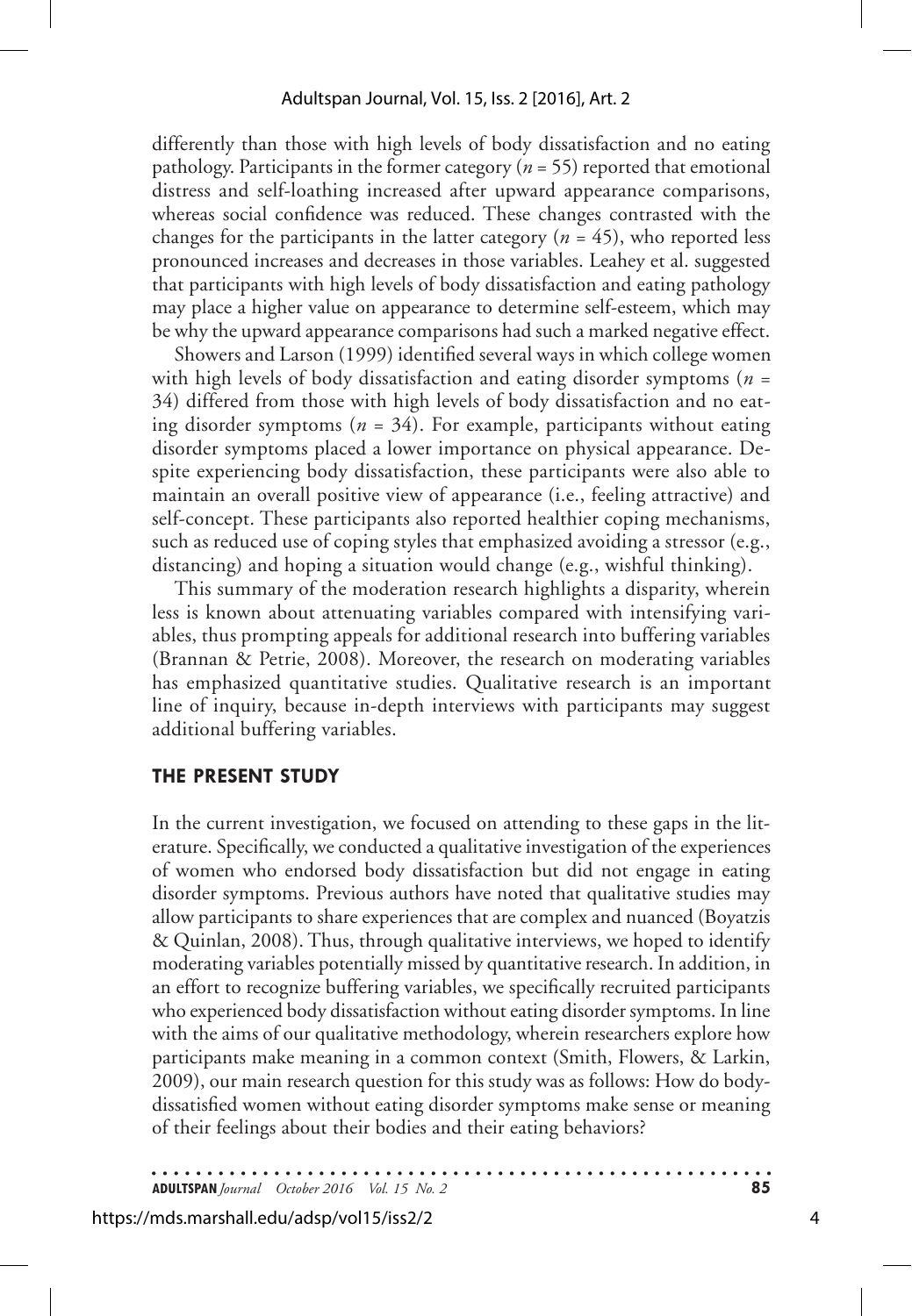differently than those with high levels of body dissatisfaction and no eating pathology. Participants in the former category ($n = 55$) reported that emotional distress and self-loathing increased after upward appearance comparisons, whereas social confidence was reduced. These changes contrasted with the changes for the participants in the latter category ($n = 45$), who reported less pronounced increases and decreases in those variables. Leahey et al. suggested that participants with high levels of body dissatisfaction and eating pathology may place a higher value on appearance to determine self-esteem, which may be why the upward appearance comparisons had such a marked negative effect.

Showers and Larson (1999) identified several ways in which college women with high levels of body dissatisfaction and eating disorder symptoms ($n = 34$) differed from those with high levels of body dissatisfaction and no eating disorder symptoms ($n = 34$). For example, participants without eating disorder symptoms placed a lower importance on physical appearance. Despite experiencing body dissatisfaction, these participants were also able to maintain an overall positive view of appearance (i.e., feeling attractive) and self-concept. These participants also reported healthier coping mechanisms, such as reduced use of coping styles that emphasized avoiding a stressor (e.g., distancing) and hoping a situation would change (e.g., wishful thinking).

This summary of the moderation research highlights a disparity, wherein less is known about attenuating variables compared with intensifying variables, thus prompting appeals for additional research into buffering variables (Brannan & Petrie, 2008). Moreover, the research on moderating variables has emphasized quantitative studies. Qualitative research is an important line of inquiry, because in-depth interviews with participants may suggest additional buffering variables.

## THE PRESENT STUDY

In the current investigation, we focused on attending to these gaps in the literature. Specifically, we conducted a qualitative investigation of the experiences of women who endorsed body dissatisfaction but did not engage in eating disorder symptoms. Previous authors have noted that qualitative studies may allow participants to share experiences that are complex and nuanced (Boyatzis & Quinlan, 2008). Thus, through qualitative interviews, we hoped to identify moderating variables potentially missed by quantitative research. In addition, in an effort to recognize buffering variables, we specifically recruited participants who experienced body dissatisfaction without eating disorder symptoms. In line with the aims of our qualitative methodology, wherein researchers explore how participants make meaning in a common context (Smith, Flowers, & Larkin, 2009), our main research question for this study was as follows: How do body-dissatisfied women without eating disorder symptoms make sense or meaning of their feelings about their bodies and their eating behaviors?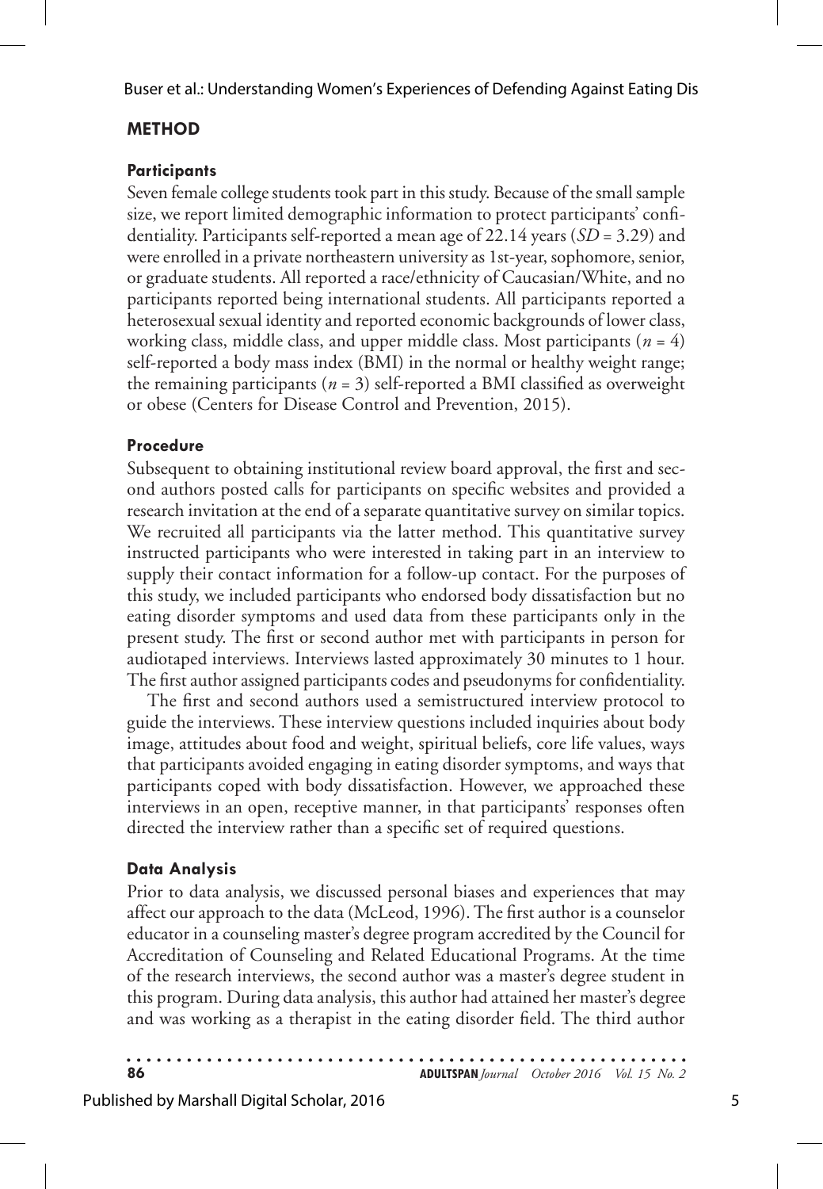## METHOD

### Participants

Seven female college students took part in this study. Because of the small sample size, we report limited demographic information to protect participants' confidentiality. Participants self-reported a mean age of 22.14 years (*SD* = 3.29) and were enrolled in a private northeastern university as 1st-year, sophomore, senior, or graduate students. All reported a race/ethnicity of Caucasian/White, and no participants reported being international students. All participants reported a heterosexual sexual identity and reported economic backgrounds of lower class, working class, middle class, and upper middle class. Most participants (*n* = 4) self-reported a body mass index (BMI) in the normal or healthy weight range; the remaining participants (*n* = 3) self-reported a BMI classified as overweight or obese (Centers for Disease Control and Prevention, 2015).

### Procedure

Subsequent to obtaining institutional review board approval, the first and second authors posted calls for participants on specific websites and provided a research invitation at the end of a separate quantitative survey on similar topics. We recruited all participants via the latter method. This quantitative survey instructed participants who were interested in taking part in an interview to supply their contact information for a follow-up contact. For the purposes of this study, we included participants who endorsed body dissatisfaction but no eating disorder symptoms and used data from these participants only in the present study. The first or second author met with participants in person for audiotaped interviews. Interviews lasted approximately 30 minutes to 1 hour. The first author assigned participants codes and pseudonyms for confidentiality.

The first and second authors used a semistructured interview protocol to guide the interviews. These interview questions included inquiries about body image, attitudes about food and weight, spiritual beliefs, core life values, ways that participants avoided engaging in eating disorder symptoms, and ways that participants coped with body dissatisfaction. However, we approached these interviews in an open, receptive manner, in that participants' responses often directed the interview rather than a specific set of required questions.

### Data Analysis

Prior to data analysis, we discussed personal biases and experiences that may affect our approach to the data (McLeod, 1996). The first author is a counselor educator in a counseling master's degree program accredited by the Council for Accreditation of Counseling and Related Educational Programs. At the time of the research interviews, the second author was a master's degree student in this program. During data analysis, this author had attained her master's degree and was working as a therapist in the eating disorder field. The third author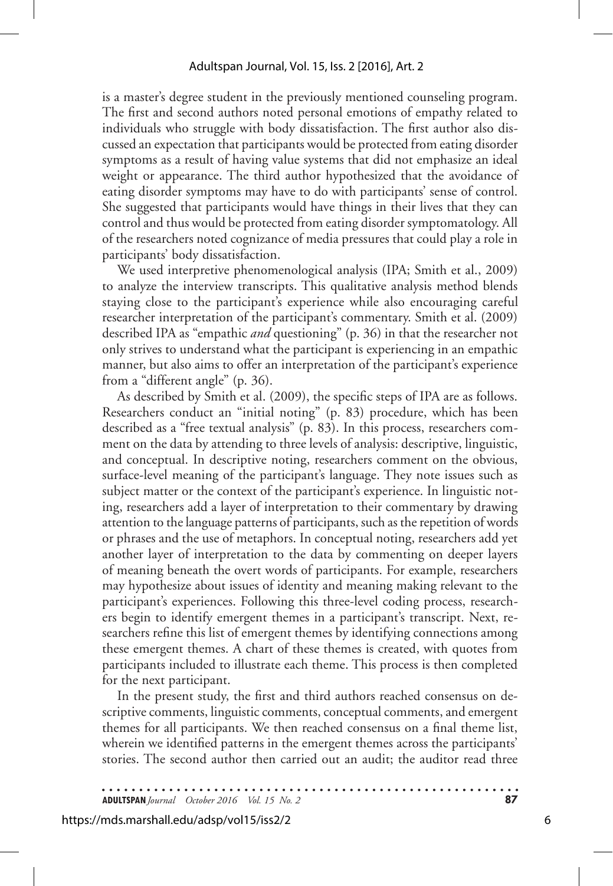is a master's degree student in the previously mentioned counseling program. The first and second authors noted personal emotions of empathy related to individuals who struggle with body dissatisfaction. The first author also discussed an expectation that participants would be protected from eating disorder symptoms as a result of having value systems that did not emphasize an ideal weight or appearance. The third author hypothesized that the avoidance of eating disorder symptoms may have to do with participants' sense of control. She suggested that participants would have things in their lives that they can control and thus would be protected from eating disorder symptomatology. All of the researchers noted cognizance of media pressures that could play a role in participants' body dissatisfaction.

We used interpretive phenomenological analysis (IPA; Smith et al., 2009) to analyze the interview transcripts. This qualitative analysis method blends staying close to the participant's experience while also encouraging careful researcher interpretation of the participant's commentary. Smith et al. (2009) described IPA as "empathic *and* questioning" (p. 36) in that the researcher not only strives to understand what the participant is experiencing in an empathic manner, but also aims to offer an interpretation of the participant's experience from a "different angle" (p. 36).

As described by Smith et al. (2009), the specific steps of IPA are as follows. Researchers conduct an "initial noting" (p. 83) procedure, which has been described as a "free textual analysis" (p. 83). In this process, researchers comment on the data by attending to three levels of analysis: descriptive, linguistic, and conceptual. In descriptive noting, researchers comment on the obvious, surface-level meaning of the participant's language. They note issues such as subject matter or the context of the participant's experience. In linguistic noting, researchers add a layer of interpretation to their commentary by drawing attention to the language patterns of participants, such as the repetition of words or phrases and the use of metaphors. In conceptual noting, researchers add yet another layer of interpretation to the data by commenting on deeper layers of meaning beneath the overt words of participants. For example, researchers may hypothesize about issues of identity and meaning making relevant to the participant's experiences. Following this three-level coding process, researchers begin to identify emergent themes in a participant's transcript. Next, researchers refine this list of emergent themes by identifying connections among these emergent themes. A chart of these themes is created, with quotes from participants included to illustrate each theme. This process is then completed for the next participant.

In the present study, the first and third authors reached consensus on descriptive comments, linguistic comments, conceptual comments, and emergent themes for all participants. We then reached consensus on a final theme list, wherein we identified patterns in the emergent themes across the participants' stories. The second author then carried out an audit; the auditor read three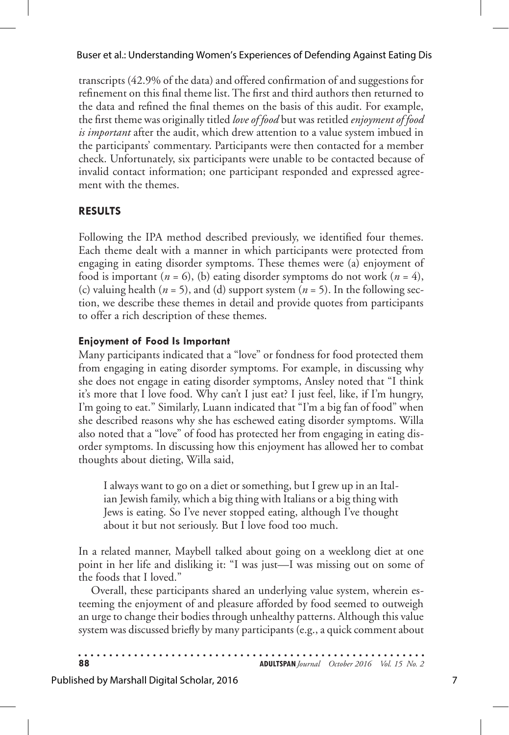transcripts (42.9% of the data) and offered confirmation of and suggestions for refinement on this final theme list. The first and third authors then returned to the data and refined the final themes on the basis of this audit. For example, the first theme was originally titled *love of food* but was retitled *enjoyment of food is important* after the audit, which drew attention to a value system imbued in the participants' commentary. Participants were then contacted for a member check. Unfortunately, six participants were unable to be contacted because of invalid contact information; one participant responded and expressed agreement with the themes.

## RESULTS

Following the IPA method described previously, we identified four themes. Each theme dealt with a manner in which participants were protected from engaging in eating disorder symptoms. These themes were (a) enjoyment of food is important ($n = 6$), (b) eating disorder symptoms do not work ($n = 4$), (c) valuing health ($n = 5$), and (d) support system ($n = 5$). In the following section, we describe these themes in detail and provide quotes from participants to offer a rich description of these themes.

### Enjoyment of Food Is Important

Many participants indicated that a "love" or fondness for food protected them from engaging in eating disorder symptoms. For example, in discussing why she does not engage in eating disorder symptoms, Ansley noted that "I think it's more that I love food. Why can't I just eat? I just feel, like, if I'm hungry, I'm going to eat." Similarly, Luann indicated that "I'm a big fan of food" when she described reasons why she has eschewed eating disorder symptoms. Willa also noted that a "love" of food has protected her from engaging in eating disorder symptoms. In discussing how this enjoyment has allowed her to combat thoughts about dieting, Willa said,

> I always want to go on a diet or something, but I grew up in an Italian Jewish family, which a big thing with Italians or a big thing with Jews is eating. So I've never stopped eating, although I've thought about it but not seriously. But I love food too much.

In a related manner, Maybell talked about going on a weeklong diet at one point in her life and disliking it: "I was just—I was missing out on some of the foods that I loved."

Overall, these participants shared an underlying value system, wherein esteeming the enjoyment of and pleasure afforded by food seemed to outweigh an urge to change their bodies through unhealthy patterns. Although this value system was discussed briefly by many participants (e.g., a quick comment about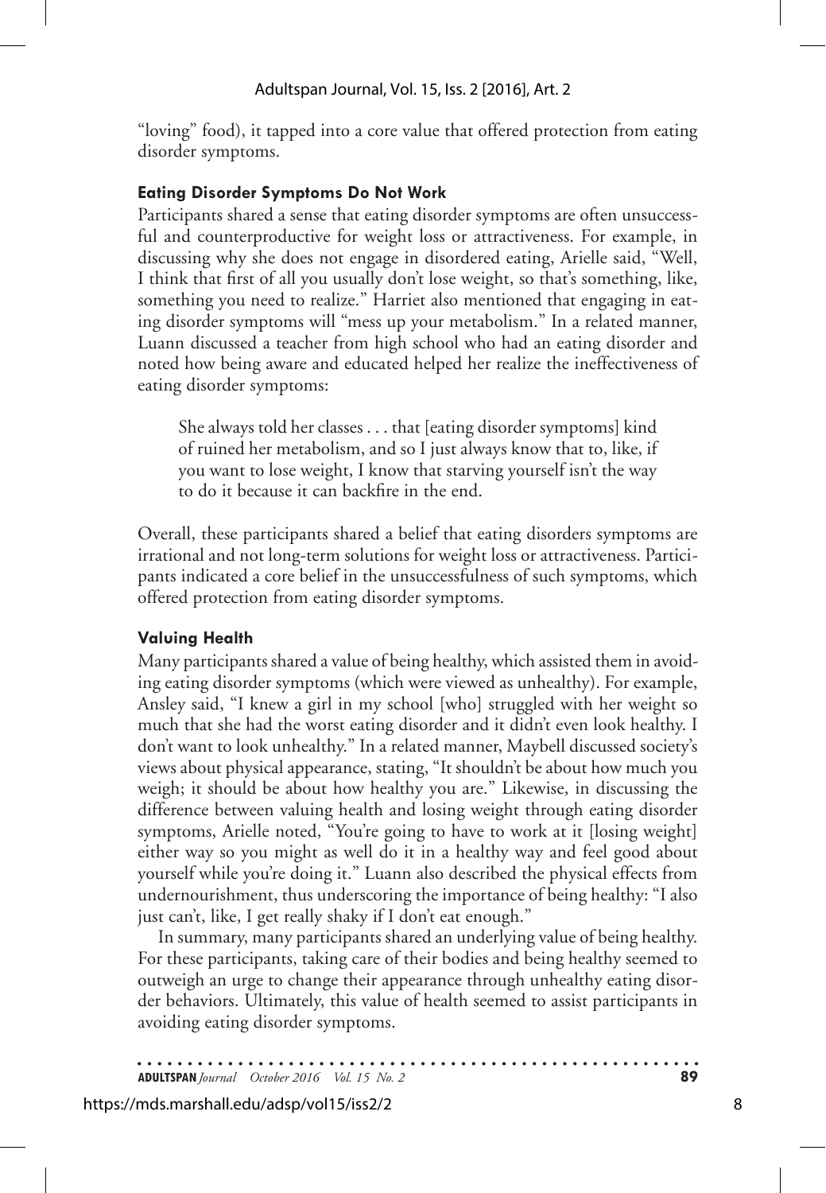"loving" food), it tapped into a core value that offered protection from eating disorder symptoms.

### Eating Disorder Symptoms Do Not Work

Participants shared a sense that eating disorder symptoms are often unsuccessful and counterproductive for weight loss or attractiveness. For example, in discussing why she does not engage in disordered eating, Arielle said, "Well, I think that first of all you usually don't lose weight, so that's something, like, something you need to realize." Harriet also mentioned that engaging in eating disorder symptoms will "mess up your metabolism." In a related manner, Luann discussed a teacher from high school who had an eating disorder and noted how being aware and educated helped her realize the ineffectiveness of eating disorder symptoms:

> She always told her classes . . . that [eating disorder symptoms] kind of ruined her metabolism, and so I just always know that to, like, if you want to lose weight, I know that starving yourself isn't the way to do it because it can backfire in the end.

Overall, these participants shared a belief that eating disorders symptoms are irrational and not long-term solutions for weight loss or attractiveness. Participants indicated a core belief in the unsuccessfulness of such symptoms, which offered protection from eating disorder symptoms.

### Valuing Health

Many participants shared a value of being healthy, which assisted them in avoiding eating disorder symptoms (which were viewed as unhealthy). For example, Ansley said, "I knew a girl in my school [who] struggled with her weight so much that she had the worst eating disorder and it didn't even look healthy. I don't want to look unhealthy." In a related manner, Maybell discussed society's views about physical appearance, stating, "It shouldn't be about how much you weigh; it should be about how healthy you are." Likewise, in discussing the difference between valuing health and losing weight through eating disorder symptoms, Arielle noted, "You're going to have to work at it [losing weight] either way so you might as well do it in a healthy way and feel good about yourself while you're doing it." Luann also described the physical effects from undernourishment, thus underscoring the importance of being healthy: "I also just can't, like, I get really shaky if I don't eat enough."

In summary, many participants shared an underlying value of being healthy. For these participants, taking care of their bodies and being healthy seemed to outweigh an urge to change their appearance through unhealthy eating disorder behaviors. Ultimately, this value of health seemed to assist participants in avoiding eating disorder symptoms.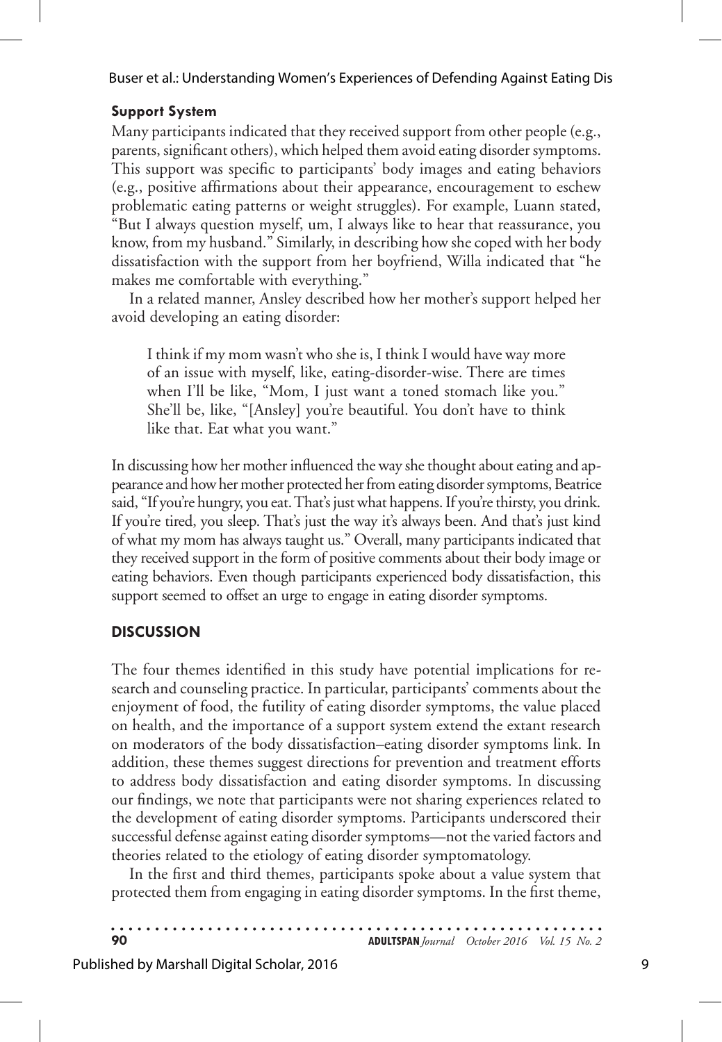### Support System

Many participants indicated that they received support from other people (e.g., parents, significant others), which helped them avoid eating disorder symptoms. This support was specific to participants' body images and eating behaviors (e.g., positive affirmations about their appearance, encouragement to eschew problematic eating patterns or weight struggles). For example, Luann stated, "But I always question myself, um, I always like to hear that reassurance, you know, from my husband." Similarly, in describing how she coped with her body dissatisfaction with the support from her boyfriend, Willa indicated that "he makes me comfortable with everything."

In a related manner, Ansley described how her mother's support helped her avoid developing an eating disorder:

> I think if my mom wasn't who she is, I think I would have way more of an issue with myself, like, eating-disorder-wise. There are times when I'll be like, "Mom, I just want a toned stomach like you." She'll be, like, "[Ansley] you're beautiful. You don't have to think like that. Eat what you want."

In discussing how her mother influenced the way she thought about eating and appearance and how her mother protected her from eating disorder symptoms, Beatrice said, "If you're hungry, you eat. That's just what happens. If you're thirsty, you drink. If you're tired, you sleep. That's just the way it's always been. And that's just kind of what my mom has always taught us." Overall, many participants indicated that they received support in the form of positive comments about their body image or eating behaviors. Even though participants experienced body dissatisfaction, this support seemed to offset an urge to engage in eating disorder symptoms.

## DISCUSSION

The four themes identified in this study have potential implications for research and counseling practice. In particular, participants' comments about the enjoyment of food, the futility of eating disorder symptoms, the value placed on health, and the importance of a support system extend the extant research on moderators of the body dissatisfaction–eating disorder symptoms link. In addition, these themes suggest directions for prevention and treatment efforts to address body dissatisfaction and eating disorder symptoms. In discussing our findings, we note that participants were not sharing experiences related to the development of eating disorder symptoms. Participants underscored their successful defense against eating disorder symptoms—not the varied factors and theories related to the etiology of eating disorder symptomatology.

In the first and third themes, participants spoke about a value system that protected them from engaging in eating disorder symptoms. In the first theme,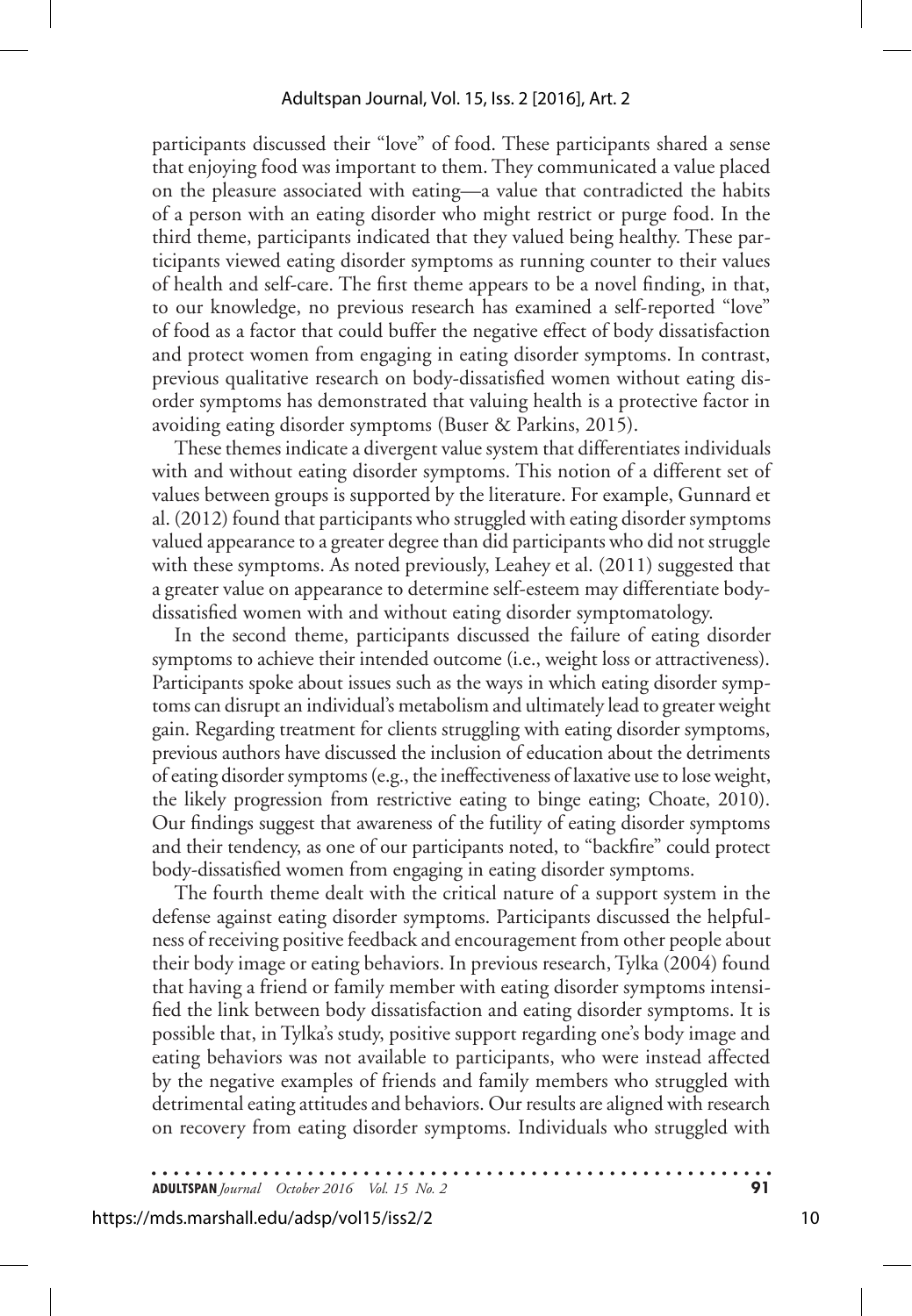participants discussed their "love" of food. These participants shared a sense that enjoying food was important to them. They communicated a value placed on the pleasure associated with eating—a value that contradicted the habits of a person with an eating disorder who might restrict or purge food. In the third theme, participants indicated that they valued being healthy. These participants viewed eating disorder symptoms as running counter to their values of health and self-care. The first theme appears to be a novel finding, in that, to our knowledge, no previous research has examined a self-reported "love" of food as a factor that could buffer the negative effect of body dissatisfaction and protect women from engaging in eating disorder symptoms. In contrast, previous qualitative research on body-dissatisfied women without eating disorder symptoms has demonstrated that valuing health is a protective factor in avoiding eating disorder symptoms (Buser & Parkins, 2015).

These themes indicate a divergent value system that differentiates individuals with and without eating disorder symptoms. This notion of a different set of values between groups is supported by the literature. For example, Gunnard et al. (2012) found that participants who struggled with eating disorder symptoms valued appearance to a greater degree than did participants who did not struggle with these symptoms. As noted previously, Leahey et al. (2011) suggested that a greater value on appearance to determine self-esteem may differentiate body-dissatisfied women with and without eating disorder symptomatology.

In the second theme, participants discussed the failure of eating disorder symptoms to achieve their intended outcome (i.e., weight loss or attractiveness). Participants spoke about issues such as the ways in which eating disorder symptoms can disrupt an individual's metabolism and ultimately lead to greater weight gain. Regarding treatment for clients struggling with eating disorder symptoms, previous authors have discussed the inclusion of education about the detriments of eating disorder symptoms (e.g., the ineffectiveness of laxative use to lose weight, the likely progression from restrictive eating to binge eating; Choate, 2010). Our findings suggest that awareness of the futility of eating disorder symptoms and their tendency, as one of our participants noted, to "backfire" could protect body-dissatisfied women from engaging in eating disorder symptoms.

The fourth theme dealt with the critical nature of a support system in the defense against eating disorder symptoms. Participants discussed the helpfulness of receiving positive feedback and encouragement from other people about their body image or eating behaviors. In previous research, Tylka (2004) found that having a friend or family member with eating disorder symptoms intensified the link between body dissatisfaction and eating disorder symptoms. It is possible that, in Tylka's study, positive support regarding one's body image and eating behaviors was not available to participants, who were instead affected by the negative examples of friends and family members who struggled with detrimental eating attitudes and behaviors. Our results are aligned with research on recovery from eating disorder symptoms. Individuals who struggled with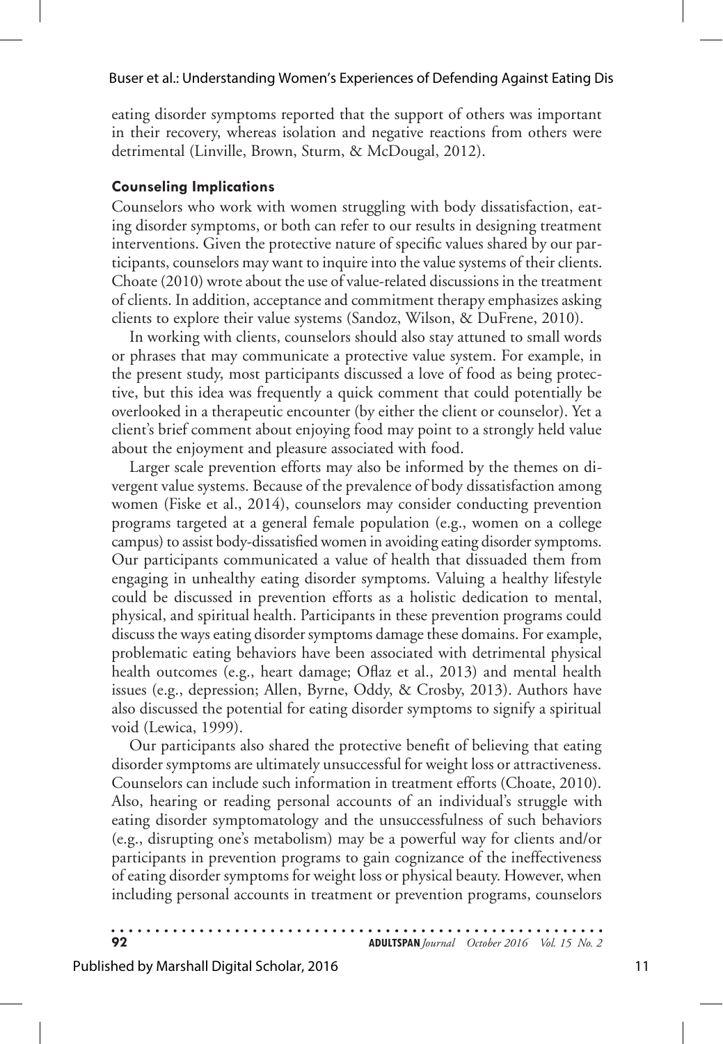eating disorder symptoms reported that the support of others was important in their recovery, whereas isolation and negative reactions from others were detrimental (Linville, Brown, Sturm, & McDougal, 2012).

### Counseling Implications

Counselors who work with women struggling with body dissatisfaction, eating disorder symptoms, or both can refer to our results in designing treatment interventions. Given the protective nature of specific values shared by our participants, counselors may want to inquire into the value systems of their clients. Choate (2010) wrote about the use of value-related discussions in the treatment of clients. In addition, acceptance and commitment therapy emphasizes asking clients to explore their value systems (Sandoz, Wilson, & DuFrene, 2010).

In working with clients, counselors should also stay attuned to small words or phrases that may communicate a protective value system. For example, in the present study, most participants discussed a love of food as being protective, but this idea was frequently a quick comment that could potentially be overlooked in a therapeutic encounter (by either the client or counselor). Yet a client's brief comment about enjoying food may point to a strongly held value about the enjoyment and pleasure associated with food.

Larger scale prevention efforts may also be informed by the themes on divergent value systems. Because of the prevalence of body dissatisfaction among women (Fiske et al., 2014), counselors may consider conducting prevention programs targeted at a general female population (e.g., women on a college campus) to assist body-dissatisfied women in avoiding eating disorder symptoms. Our participants communicated a value of health that dissuaded them from engaging in unhealthy eating disorder symptoms. Valuing a healthy lifestyle could be discussed in prevention efforts as a holistic dedication to mental, physical, and spiritual health. Participants in these prevention programs could discuss the ways eating disorder symptoms damage these domains. For example, problematic eating behaviors have been associated with detrimental physical health outcomes (e.g., heart damage; Oflaz et al., 2013) and mental health issues (e.g., depression; Allen, Byrne, Oddy, & Crosby, 2013). Authors have also discussed the potential for eating disorder symptoms to signify a spiritual void (Lewica, 1999).

Our participants also shared the protective benefit of believing that eating disorder symptoms are ultimately unsuccessful for weight loss or attractiveness. Counselors can include such information in treatment efforts (Choate, 2010). Also, hearing or reading personal accounts of an individual's struggle with eating disorder symptomatology and the unsuccessfulness of such behaviors (e.g., disrupting one's metabolism) may be a powerful way for clients and/or participants in prevention programs to gain cognizance of the ineffectiveness of eating disorder symptoms for weight loss or physical beauty. However, when including personal accounts in treatment or prevention programs, counselors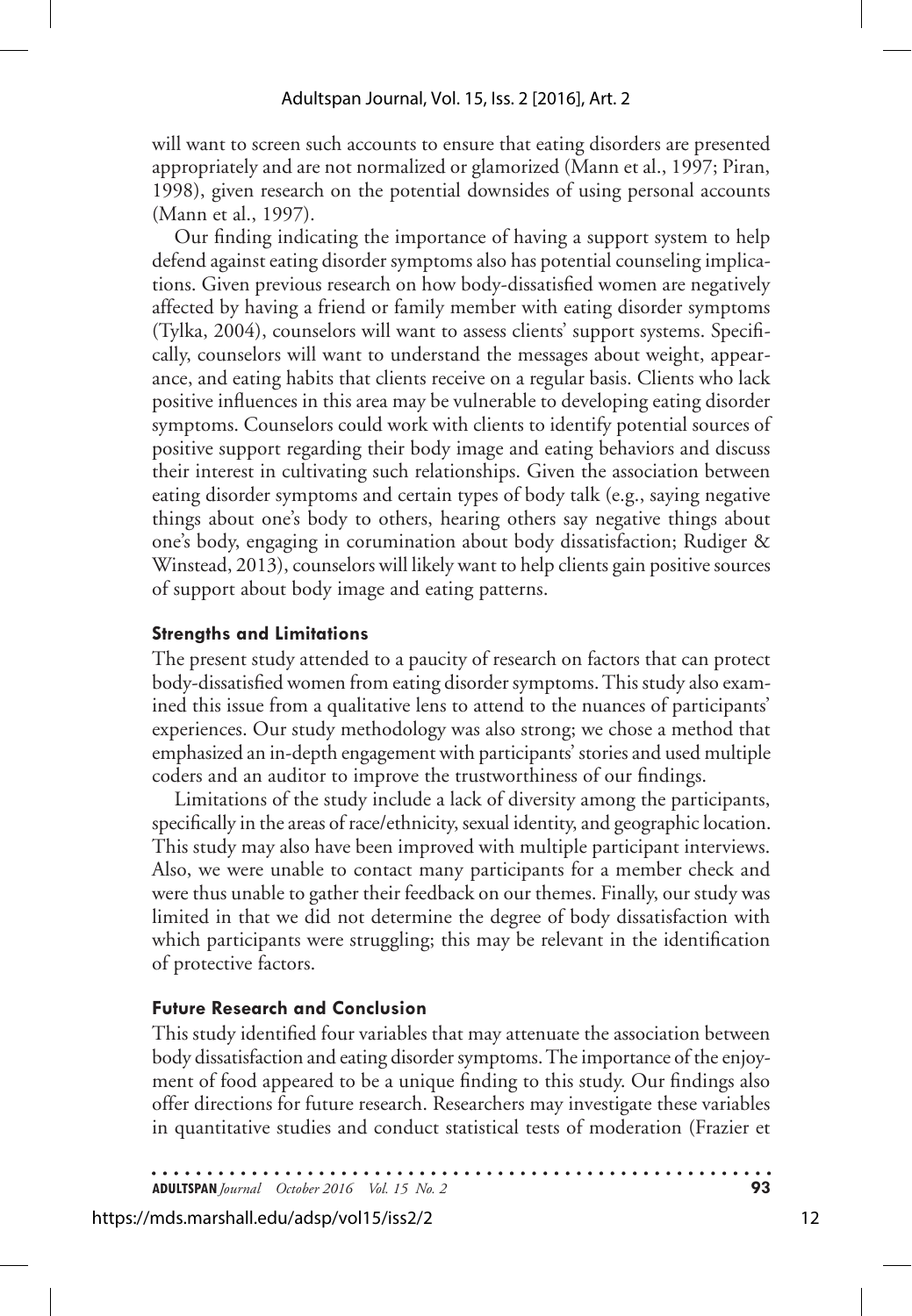will want to screen such accounts to ensure that eating disorders are presented appropriately and are not normalized or glamorized (Mann et al., 1997; Piran, 1998), given research on the potential downsides of using personal accounts (Mann et al., 1997).

Our finding indicating the importance of having a support system to help defend against eating disorder symptoms also has potential counseling implications. Given previous research on how body-dissatisfied women are negatively affected by having a friend or family member with eating disorder symptoms (Tylka, 2004), counselors will want to assess clients' support systems. Specifically, counselors will want to understand the messages about weight, appearance, and eating habits that clients receive on a regular basis. Clients who lack positive influences in this area may be vulnerable to developing eating disorder symptoms. Counselors could work with clients to identify potential sources of positive support regarding their body image and eating behaviors and discuss their interest in cultivating such relationships. Given the association between eating disorder symptoms and certain types of body talk (e.g., saying negative things about one's body to others, hearing others say negative things about one's body, engaging in corumination about body dissatisfaction; Rudiger & Winstead, 2013), counselors will likely want to help clients gain positive sources of support about body image and eating patterns.

### Strengths and Limitations

The present study attended to a paucity of research on factors that can protect body-dissatisfied women from eating disorder symptoms. This study also examined this issue from a qualitative lens to attend to the nuances of participants' experiences. Our study methodology was also strong; we chose a method that emphasized an in-depth engagement with participants' stories and used multiple coders and an auditor to improve the trustworthiness of our findings.

Limitations of the study include a lack of diversity among the participants, specifically in the areas of race/ethnicity, sexual identity, and geographic location. This study may also have been improved with multiple participant interviews. Also, we were unable to contact many participants for a member check and were thus unable to gather their feedback on our themes. Finally, our study was limited in that we did not determine the degree of body dissatisfaction with which participants were struggling; this may be relevant in the identification of protective factors.

### Future Research and Conclusion

This study identified four variables that may attenuate the association between body dissatisfaction and eating disorder symptoms. The importance of the enjoyment of food appeared to be a unique finding to this study. Our findings also offer directions for future research. Researchers may investigate these variables in quantitative studies and conduct statistical tests of moderation (Frazier et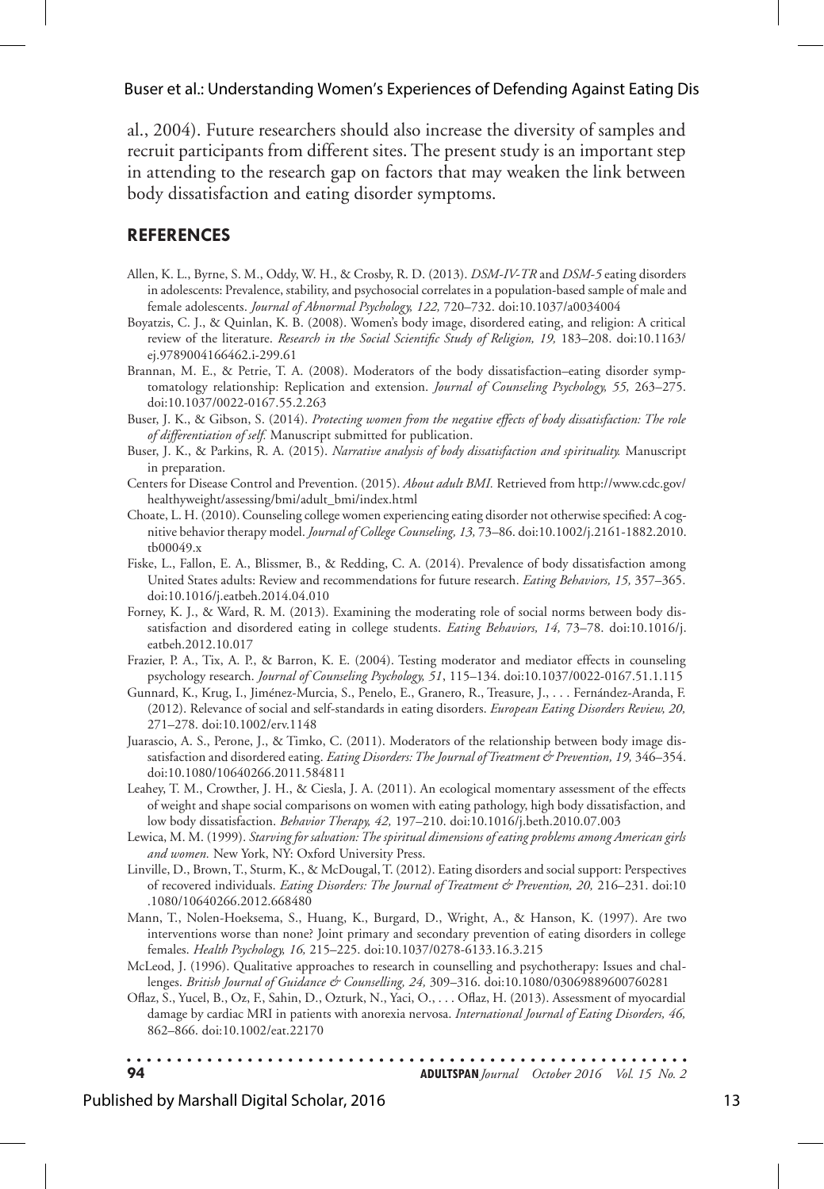al., 2004). Future researchers should also increase the diversity of samples and recruit participants from different sites. The present study is an important step in attending to the research gap on factors that may weaken the link between body dissatisfaction and eating disorder symptoms.

## REFERENCES

Allen, K. L., Byrne, S. M., Oddy, W. H., & Crosby, R. D. (2013). *DSM-IV-TR* and *DSM-5* eating disorders in adolescents: Prevalence, stability, and psychosocial correlates in a population-based sample of male and female adolescents. *Journal of Abnormal Psychology, 122,* 720–732. doi:10.1037/a0034004

Boyatzis, C. J., & Quinlan, K. B. (2008). Women's body image, disordered eating, and religion: A critical review of the literature. *Research in the Social Scientific Study of Religion, 19,* 183–208. doi:10.1163/ej.9789004166462.i-299.61

Brannan, M. E., & Petrie, T. A. (2008). Moderators of the body dissatisfaction–eating disorder symptomatology relationship: Replication and extension. *Journal of Counseling Psychology, 55,* 263–275. doi:10.1037/0022-0167.55.2.263

Buser, J. K., & Gibson, S. (2014). *Protecting women from the negative effects of body dissatisfaction: The role of differentiation of self.* Manuscript submitted for publication.

Buser, J. K., & Parkins, R. A. (2015). *Narrative analysis of body dissatisfaction and spirituality.* Manuscript in preparation.

Centers for Disease Control and Prevention. (2015). *About adult BMI.* Retrieved from http://www.cdc.gov/healthyweight/assessing/bmi/adult_bmi/index.html

Choate, L. H. (2010). Counseling college women experiencing eating disorder not otherwise specified: A cognitive behavior therapy model. *Journal of College Counseling, 13,* 73–86. doi:10.1002/j.2161-1882.2010.tb00049.x

Fiske, L., Fallon, E. A., Blissmer, B., & Redding, C. A. (2014). Prevalence of body dissatisfaction among United States adults: Review and recommendations for future research. *Eating Behaviors, 15,* 357–365. doi:10.1016/j.eatbeh.2014.04.010

Forney, K. J., & Ward, R. M. (2013). Examining the moderating role of social norms between body dissatisfaction and disordered eating in college students. *Eating Behaviors, 14,* 73–78. doi:10.1016/j.eatbeh.2012.10.017

Frazier, P. A., Tix, A. P., & Barron, K. E. (2004). Testing moderator and mediator effects in counseling psychology research. *Journal of Counseling Psychology, 51*, 115–134. doi:10.1037/0022-0167.51.1.115

Gunnard, K., Krug, I., Jiménez-Murcia, S., Penelo, E., Granero, R., Treasure, J., . . . Fernández-Aranda, F. (2012). Relevance of social and self-standards in eating disorders. *European Eating Disorders Review, 20,* 271–278. doi:10.1002/erv.1148

Juarascio, A. S., Perone, J., & Timko, C. (2011). Moderators of the relationship between body image dissatisfaction and disordered eating. *Eating Disorders: The Journal of Treatment & Prevention, 19,* 346–354. doi:10.1080/10640266.2011.584811

Leahey, T. M., Crowther, J. H., & Ciesla, J. A. (2011). An ecological momentary assessment of the effects of weight and shape social comparisons on women with eating pathology, high body dissatisfaction, and low body dissatisfaction. *Behavior Therapy, 42,* 197–210. doi:10.1016/j.beth.2010.07.003

Lewica, M. M. (1999). *Starving for salvation: The spiritual dimensions of eating problems among American girls and women.* New York, NY: Oxford University Press.

Linville, D., Brown, T., Sturm, K., & McDougal, T. (2012). Eating disorders and social support: Perspectives of recovered individuals. *Eating Disorders: The Journal of Treatment & Prevention, 20,* 216–231. doi:10.1080/10640266.2012.668480

Mann, T., Nolen-Hoeksema, S., Huang, K., Burgard, D., Wright, A., & Hanson, K. (1997). Are two interventions worse than none? Joint primary and secondary prevention of eating disorders in college females. *Health Psychology, 16*, 215–225. doi:10.1037/0278-6133.16.3.215

McLeod, J. (1996). Qualitative approaches to research in counselling and psychotherapy: Issues and challenges. *British Journal of Guidance & Counselling, 24,* 309–316. doi:10.1080/03069889600760281

Oflaz, S., Yucel, B., Oz, F., Sahin, D., Ozturk, N., Yaci, O., . . . Oflaz, H. (2013). Assessment of myocardial damage by cardiac MRI in patients with anorexia nervosa. *International Journal of Eating Disorders, 46,* 862–866. doi:10.1002/eat.22170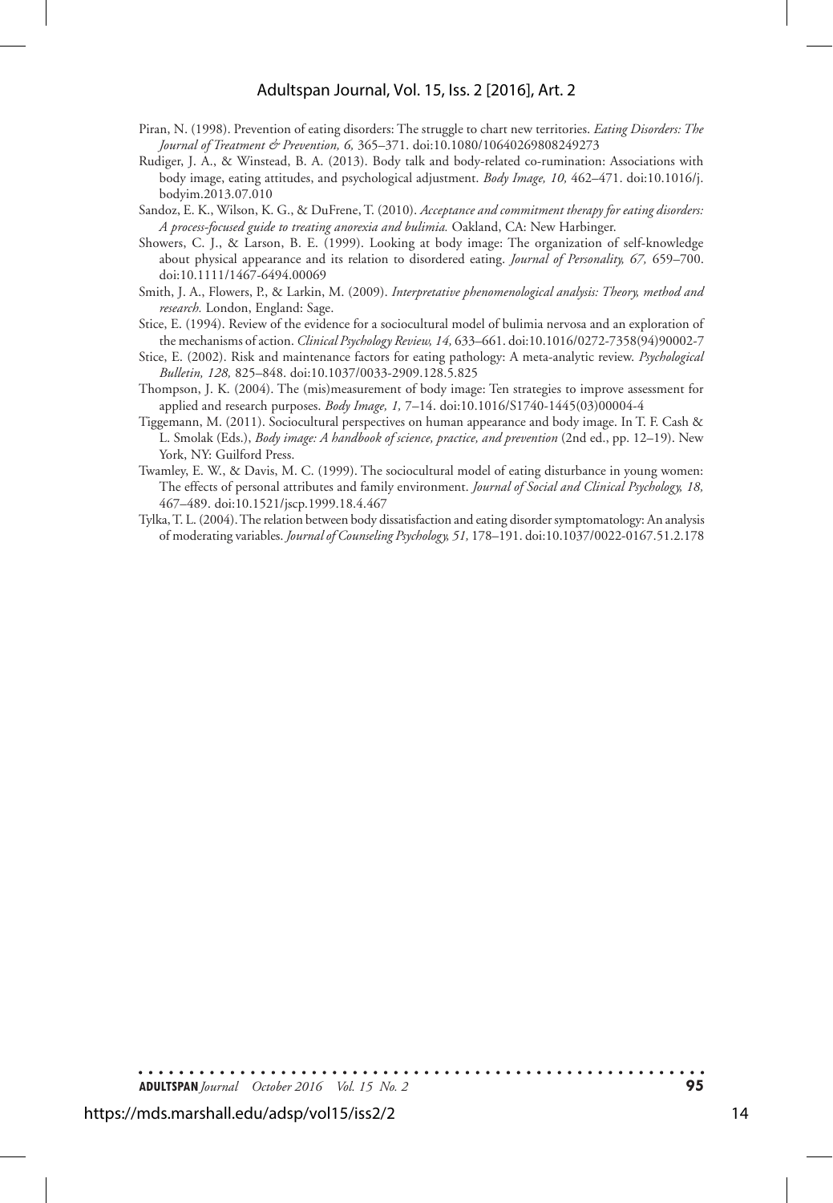Piran, N. (1998). Prevention of eating disorders: The struggle to chart new territories. *Eating Disorders: The Journal of Treatment & Prevention, 6,* 365–371. doi:10.1080/10640269808249273

Rudiger, J. A., & Winstead, B. A. (2013). Body talk and body-related co-rumination: Associations with body image, eating attitudes, and psychological adjustment. *Body Image, 10,* 462–471. doi:10.1016/j.bodyim.2013.07.010

Sandoz, E. K., Wilson, K. G., & DuFrene, T. (2010). *Acceptance and commitment therapy for eating disorders: A process-focused guide to treating anorexia and bulimia.* Oakland, CA: New Harbinger.

Showers, C. J., & Larson, B. E. (1999). Looking at body image: The organization of self-knowledge about physical appearance and its relation to disordered eating. *Journal of Personality, 67,* 659–700. doi:10.1111/1467-6494.00069

Smith, J. A., Flowers, P., & Larkin, M. (2009). *Interpretative phenomenological analysis: Theory, method and research.* London, England: Sage.

Stice, E. (1994). Review of the evidence for a sociocultural model of bulimia nervosa and an exploration of the mechanisms of action. *Clinical Psychology Review, 14,* 633–661. doi:10.1016/0272-7358(94)90002-7

Stice, E. (2002). Risk and maintenance factors for eating pathology: A meta-analytic review. *Psychological Bulletin, 128,* 825–848. doi:10.1037/0033-2909.128.5.825

Thompson, J. K. (2004). The (mis)measurement of body image: Ten strategies to improve assessment for applied and research purposes. *Body Image, 1,* 7–14. doi:10.1016/S1740-1445(03)00004-4

Tiggemann, M. (2011). Sociocultural perspectives on human appearance and body image. In T. F. Cash & L. Smolak (Eds.), *Body image: A handbook of science, practice, and prevention* (2nd ed., pp. 12–19). New York, NY: Guilford Press.

Twamley, E. W., & Davis, M. C. (1999). The sociocultural model of eating disturbance in young women: The effects of personal attributes and family environment. *Journal of Social and Clinical Psychology, 18,* 467–489. doi:10.1521/jscp.1999.18.4.467

Tylka, T. L. (2004). The relation between body dissatisfaction and eating disorder symptomatology: An analysis of moderating variables. *Journal of Counseling Psychology, 51,* 178–191. doi:10.1037/0022-0167.51.2.178